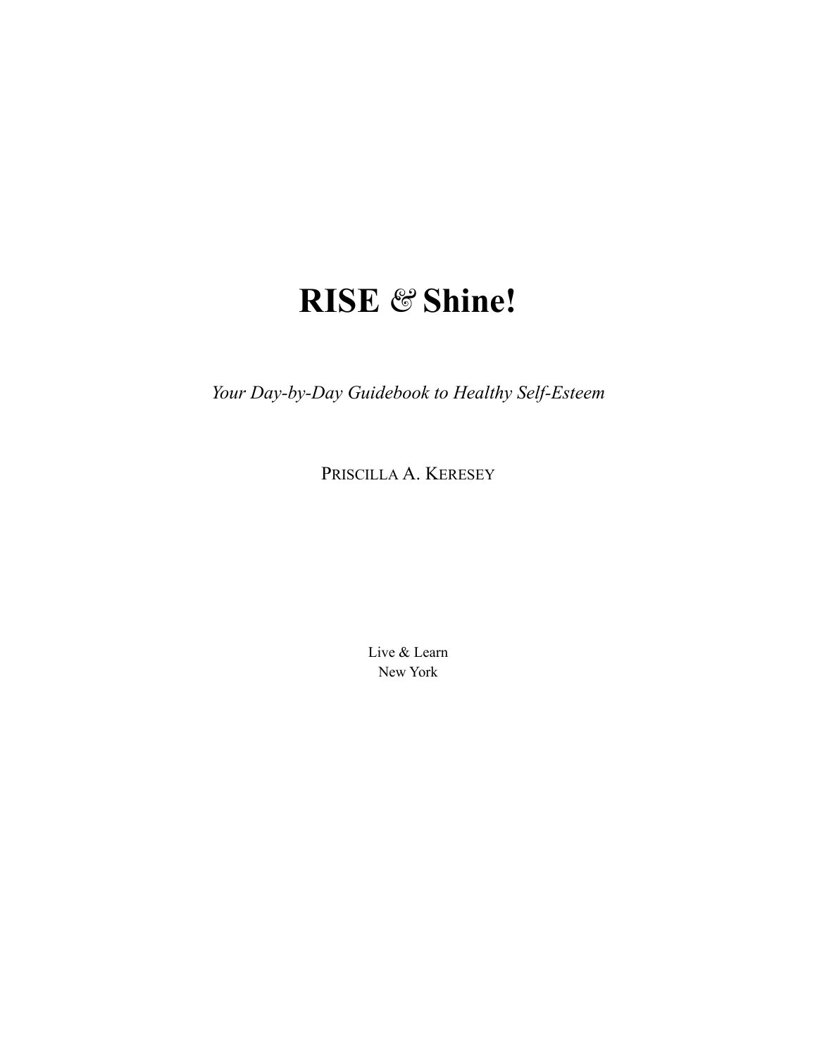# RISE & Shine!

*Your Day-by-Day Guidebook to Healthy Self-Esteem*

PRISCILLA A. KERESEY

Live & Learn
New York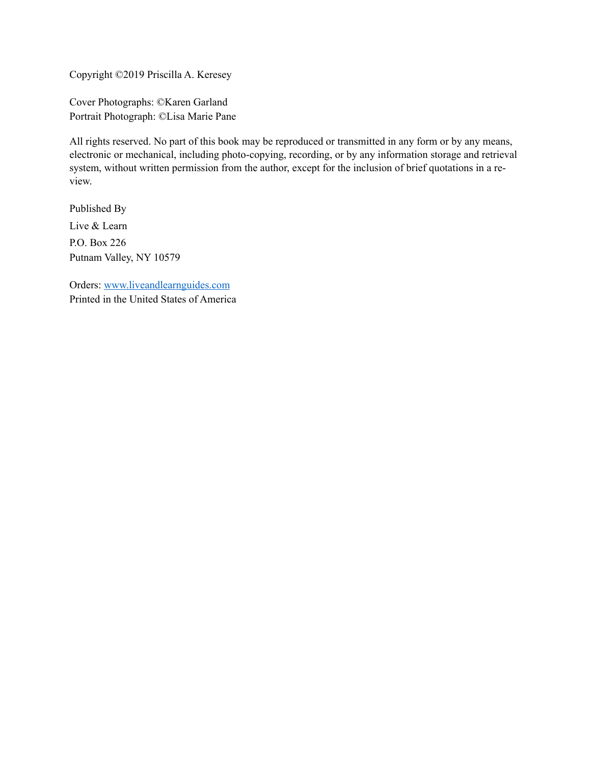Copyright ©2019 Priscilla A. Keresey

Cover Photographs: ©Karen Garland
Portrait Photograph: ©Lisa Marie Pane

All rights reserved. No part of this book may be reproduced or transmitted in any form or by any means, electronic or mechanical, including photo-copying, recording, or by any information storage and retrieval system, without written permission from the author, except for the inclusion of brief quotations in a review.

Published By

Live & Learn

P.O. Box 226

Putnam Valley, NY 10579

Orders: [www.liveandlearnguides.com](http://www.liveandlearnguides.com)
Printed in the United States of America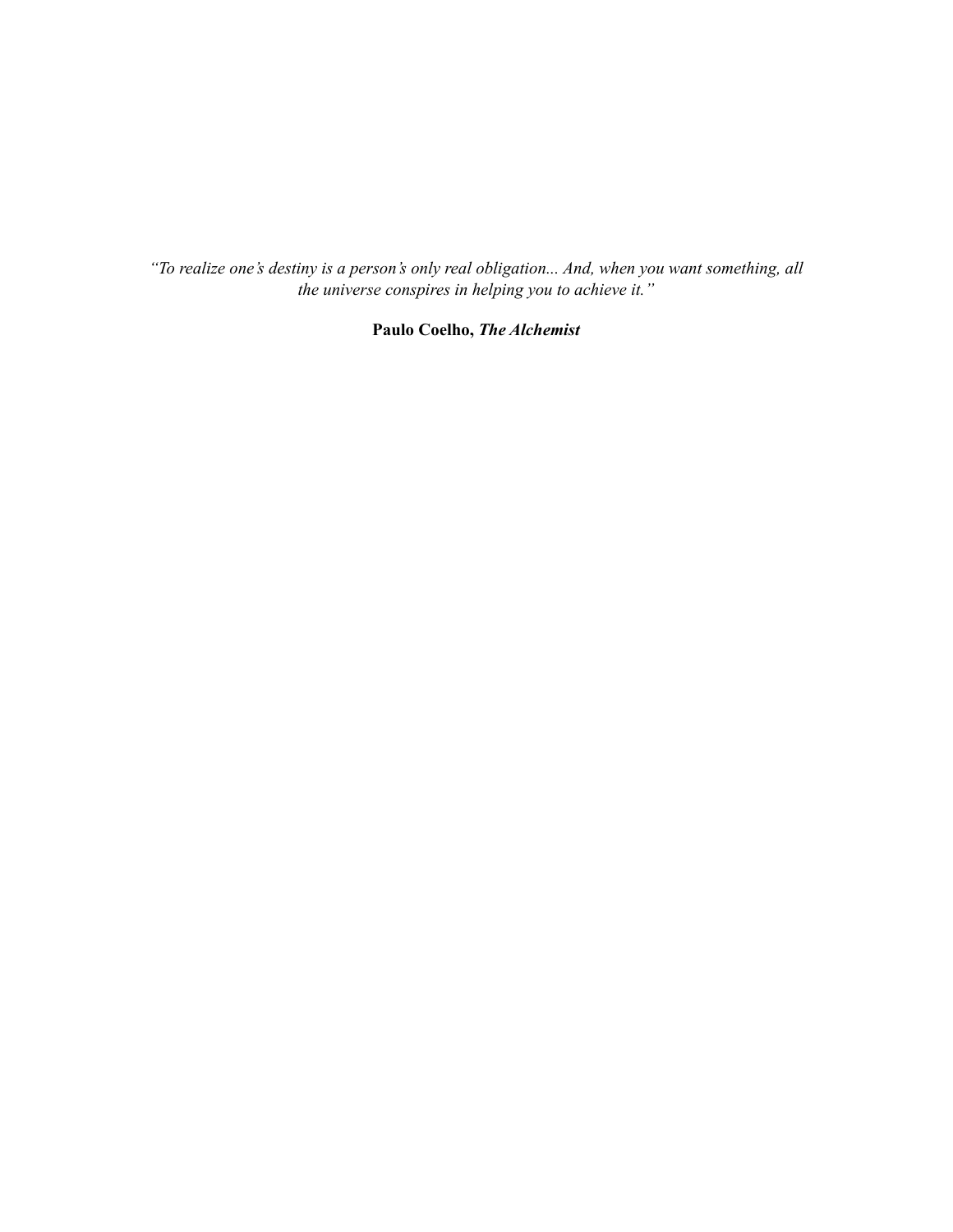*"To realize one's destiny is a person's only real obligation... And, when you want something, all the universe conspires in helping you to achieve it."*

**Paulo Coelho, *The Alchemist***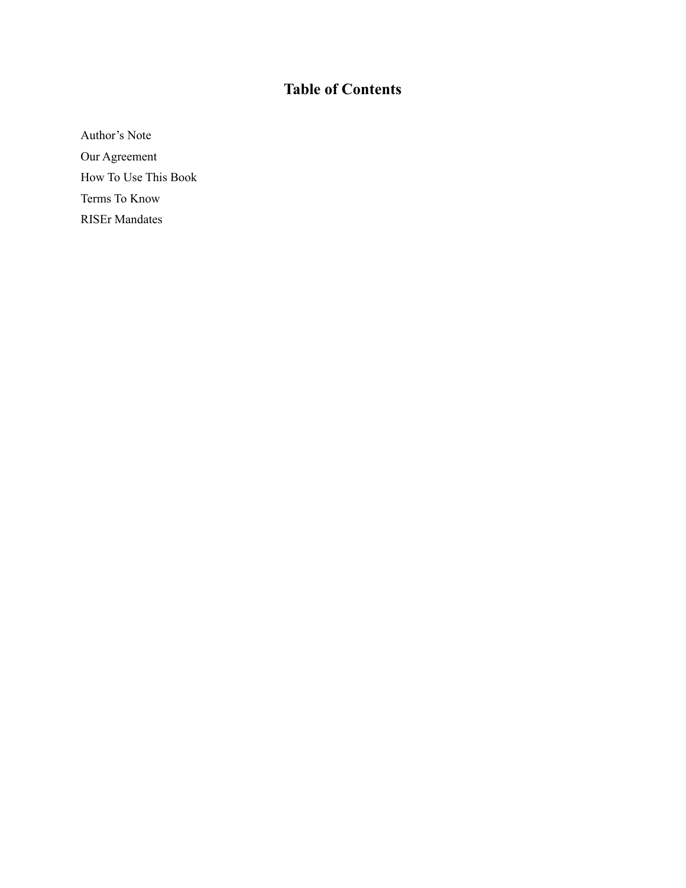# Table of Contents

Author’s Note

Our Agreement

How To Use This Book

Terms To Know

RISEr Mandates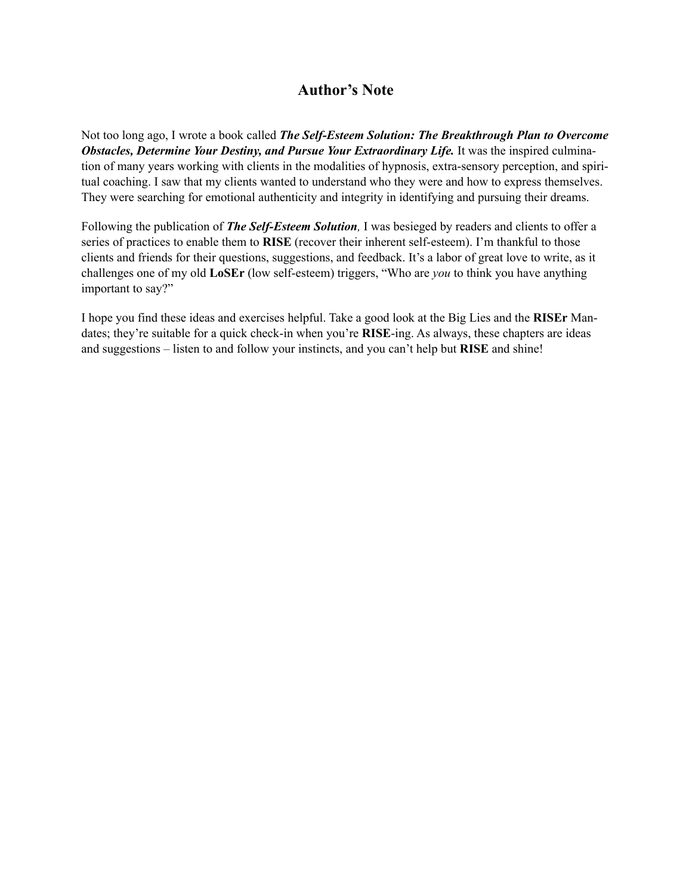## Author's Note

Not too long ago, I wrote a book called ***The Self-Esteem Solution: The Breakthrough Plan to Overcome Obstacles, Determine Your Destiny, and Pursue Your Extraordinary Life.*** It was the inspired culmination of many years working with clients in the modalities of hypnosis, extra-sensory perception, and spiritual coaching. I saw that my clients wanted to understand who they were and how to express themselves. They were searching for emotional authenticity and integrity in identifying and pursuing their dreams.

Following the publication of ***The Self-Esteem Solution****,* I was besieged by readers and clients to offer a series of practices to enable them to **RISE** (recover their inherent self-esteem). I'm thankful to those clients and friends for their questions, suggestions, and feedback. It's a labor of great love to write, as it challenges one of my old **LoSEr** (low self-esteem) triggers, "Who are *you* to think you have anything important to say?"

I hope you find these ideas and exercises helpful. Take a good look at the Big Lies and the **RISEr** Mandates; they're suitable for a quick check-in when you're **RISE**-ing. As always, these chapters are ideas and suggestions – listen to and follow your instincts, and you can't help but **RISE** and shine!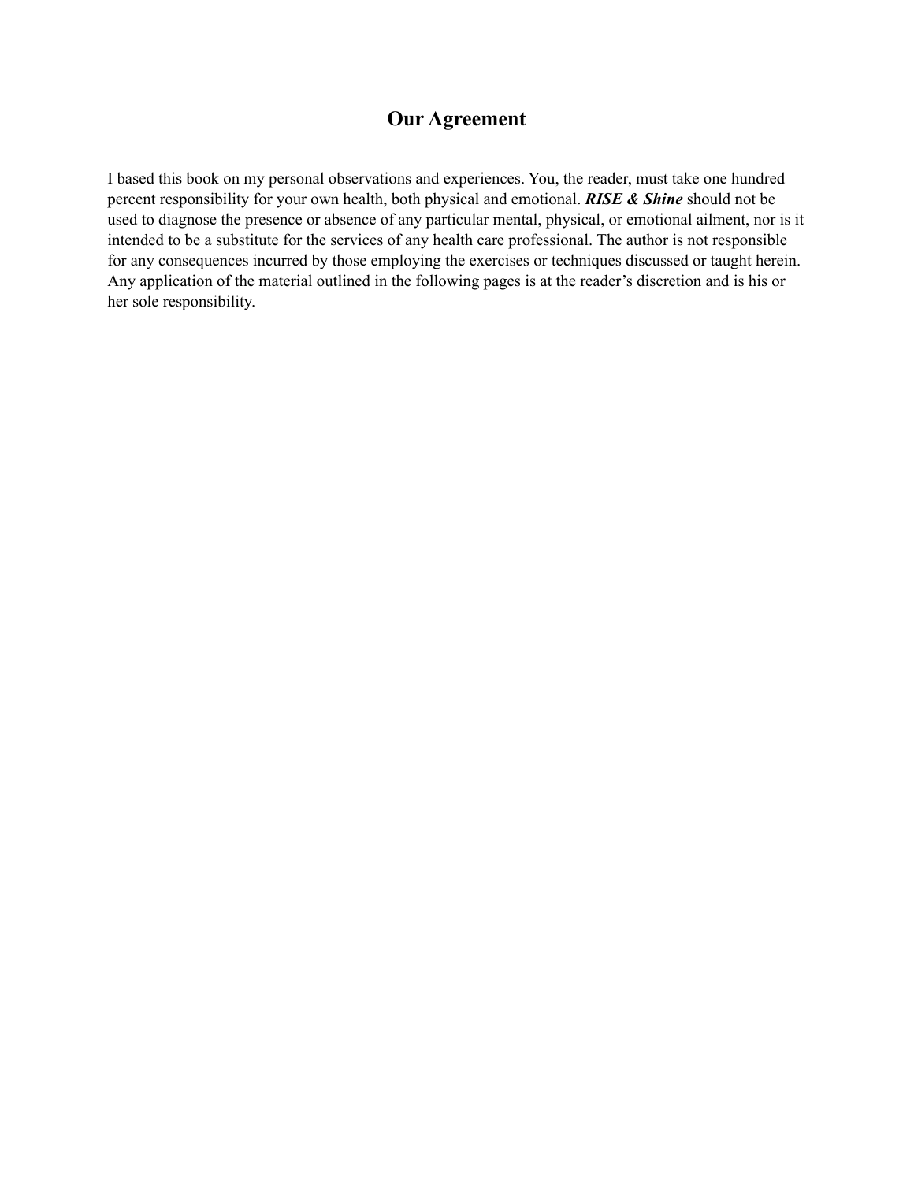## Our Agreement

I based this book on my personal observations and experiences. You, the reader, must take one hundred percent responsibility for your own health, both physical and emotional. ***RISE & Shine*** should not be used to diagnose the presence or absence of any particular mental, physical, or emotional ailment, nor is it intended to be a substitute for the services of any health care professional. The author is not responsible for any consequences incurred by those employing the exercises or techniques discussed or taught herein. Any application of the material outlined in the following pages is at the reader's discretion and is his or her sole responsibility.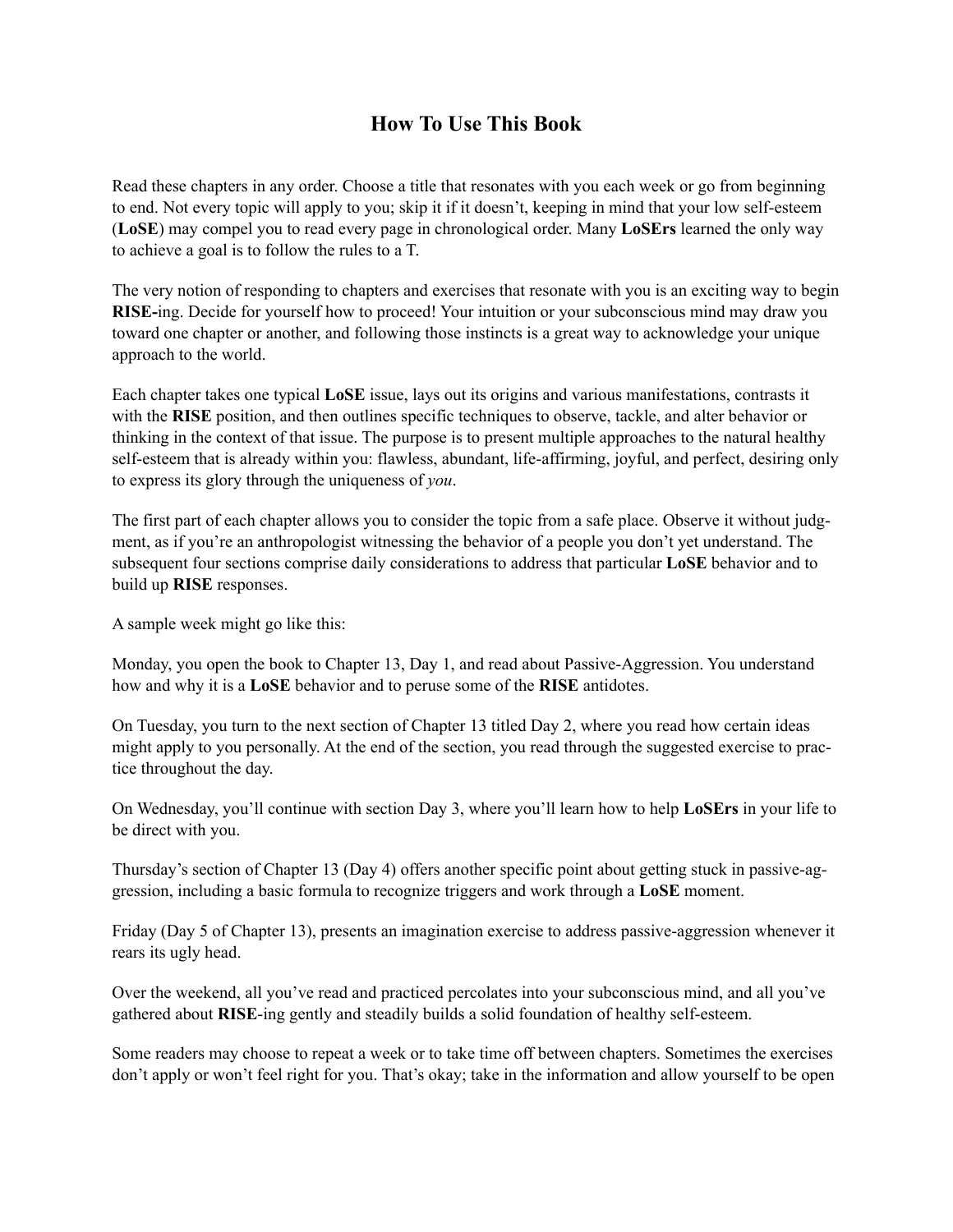# How To Use This Book

Read these chapters in any order. Choose a title that resonates with you each week or go from beginning to end. Not every topic will apply to you; skip it if it doesn't, keeping in mind that your low self-esteem (**LoSE**) may compel you to read every page in chronological order. Many **LoSErs** learned the only way to achieve a goal is to follow the rules to a T.

The very notion of responding to chapters and exercises that resonate with you is an exciting way to begin **RISE-**ing. Decide for yourself how to proceed! Your intuition or your subconscious mind may draw you toward one chapter or another, and following those instincts is a great way to acknowledge your unique approach to the world.

Each chapter takes one typical **LoSE** issue, lays out its origins and various manifestations, contrasts it with the **RISE** position, and then outlines specific techniques to observe, tackle, and alter behavior or thinking in the context of that issue. The purpose is to present multiple approaches to the natural healthy self-esteem that is already within you: flawless, abundant, life-affirming, joyful, and perfect, desiring only to express its glory through the uniqueness of *you*.

The first part of each chapter allows you to consider the topic from a safe place. Observe it without judgment, as if you're an anthropologist witnessing the behavior of a people you don't yet understand. The subsequent four sections comprise daily considerations to address that particular **LoSE** behavior and to build up **RISE** responses.

A sample week might go like this:

Monday, you open the book to Chapter 13, Day 1, and read about Passive-Aggression. You understand how and why it is a **LoSE** behavior and to peruse some of the **RISE** antidotes.

On Tuesday, you turn to the next section of Chapter 13 titled Day 2, where you read how certain ideas might apply to you personally. At the end of the section, you read through the suggested exercise to practice throughout the day.

On Wednesday, you'll continue with section Day 3, where you'll learn how to help **LoSErs** in your life to be direct with you.

Thursday's section of Chapter 13 (Day 4) offers another specific point about getting stuck in passive-aggression, including a basic formula to recognize triggers and work through a **LoSE** moment.

Friday (Day 5 of Chapter 13), presents an imagination exercise to address passive-aggression whenever it rears its ugly head.

Over the weekend, all you've read and practiced percolates into your subconscious mind, and all you've gathered about **RISE**-ing gently and steadily builds a solid foundation of healthy self-esteem.

Some readers may choose to repeat a week or to take time off between chapters. Sometimes the exercises don't apply or won't feel right for you. That's okay; take in the information and allow yourself to be open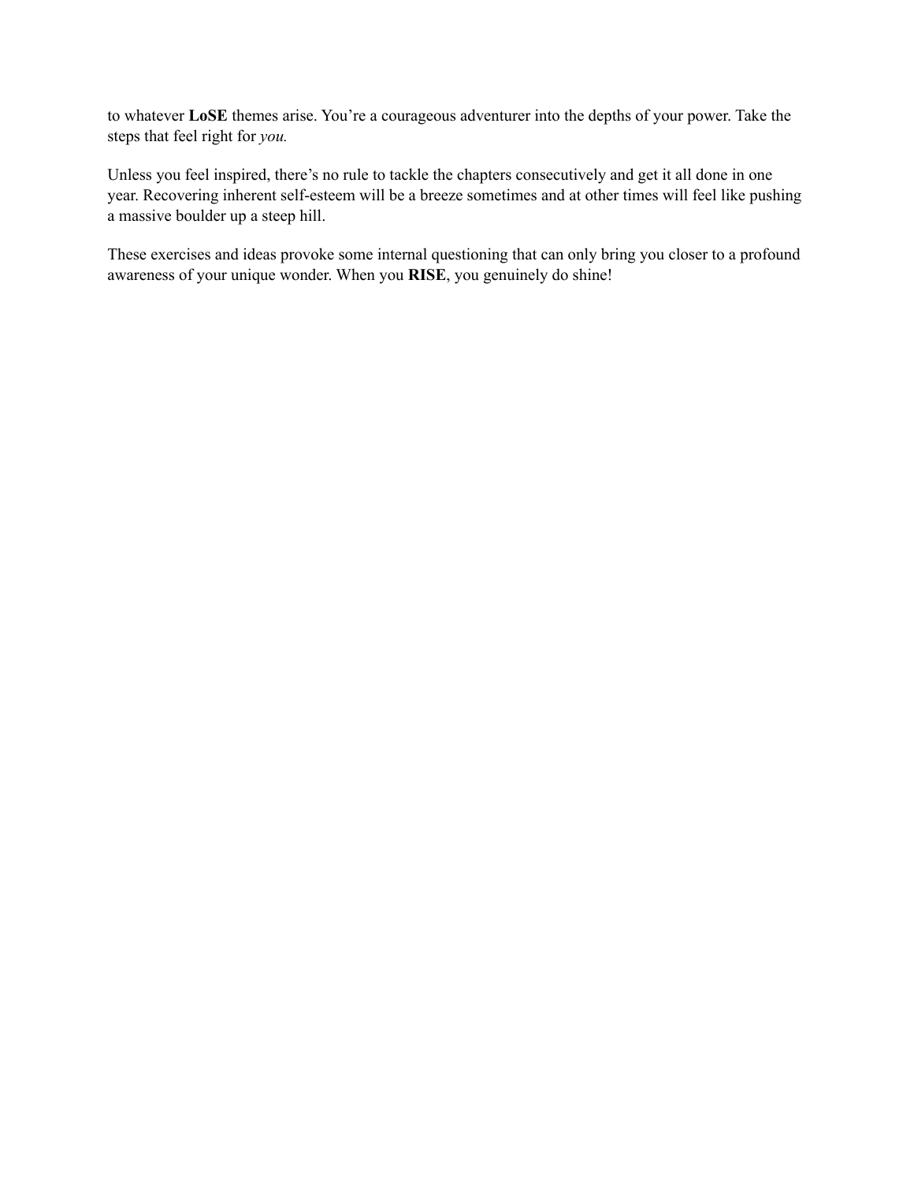to whatever **LoSE** themes arise. You're a courageous adventurer into the depths of your power. Take the steps that feel right for *you.*

Unless you feel inspired, there's no rule to tackle the chapters consecutively and get it all done in one year. Recovering inherent self-esteem will be a breeze sometimes and at other times will feel like pushing a massive boulder up a steep hill.

These exercises and ideas provoke some internal questioning that can only bring you closer to a profound awareness of your unique wonder. When you **RISE**, you genuinely do shine!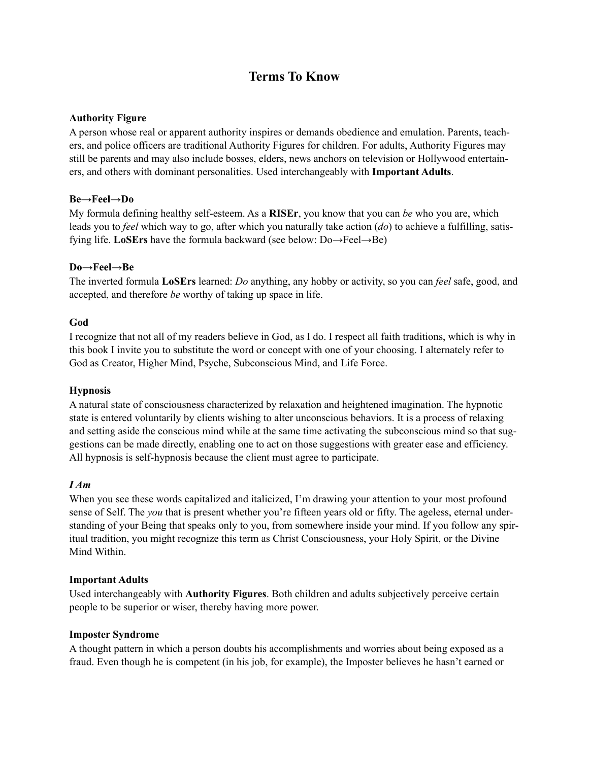# Terms To Know

**Authority Figure**
A person whose real or apparent authority inspires or demands obedience and emulation. Parents, teachers, and police officers are traditional Authority Figures for children. For adults, Authority Figures may still be parents and may also include bosses, elders, news anchors on television or Hollywood entertainers, and others with dominant personalities. Used interchangeably with **Important Adults**.

**Be→Feel→Do**
My formula defining healthy self-esteem. As a **RISEr**, you know that you can *be* who you are, which leads you to *feel* which way to go, after which you naturally take action (*do*) to achieve a fulfilling, satisfying life. **LoSErs** have the formula backward (see below: Do→Feel→Be)

**Do→Feel→Be**
The inverted formula **LoSErs** learned: *Do* anything, any hobby or activity, so you can *feel* safe, good, and accepted, and therefore *be* worthy of taking up space in life.

**God**
I recognize that not all of my readers believe in God, as I do. I respect all faith traditions, which is why in this book I invite you to substitute the word or concept with one of your choosing. I alternately refer to God as Creator, Higher Mind, Psyche, Subconscious Mind, and Life Force.

**Hypnosis**
A natural state of consciousness characterized by relaxation and heightened imagination. The hypnotic state is entered voluntarily by clients wishing to alter unconscious behaviors. It is a process of relaxing and setting aside the conscious mind while at the same time activating the subconscious mind so that suggestions can be made directly, enabling one to act on those suggestions with greater ease and efficiency. All hypnosis is self-hypnosis because the client must agree to participate.

***I Am***
When you see these words capitalized and italicized, I'm drawing your attention to your most profound sense of Self. The *you* that is present whether you're fifteen years old or fifty. The ageless, eternal understanding of your Being that speaks only to you, from somewhere inside your mind. If you follow any spiritual tradition, you might recognize this term as Christ Consciousness, your Holy Spirit, or the Divine Mind Within.

**Important Adults**
Used interchangeably with **Authority Figures**. Both children and adults subjectively perceive certain people to be superior or wiser, thereby having more power.

**Imposter Syndrome**
A thought pattern in which a person doubts his accomplishments and worries about being exposed as a fraud. Even though he is competent (in his job, for example), the Imposter believes he hasn't earned or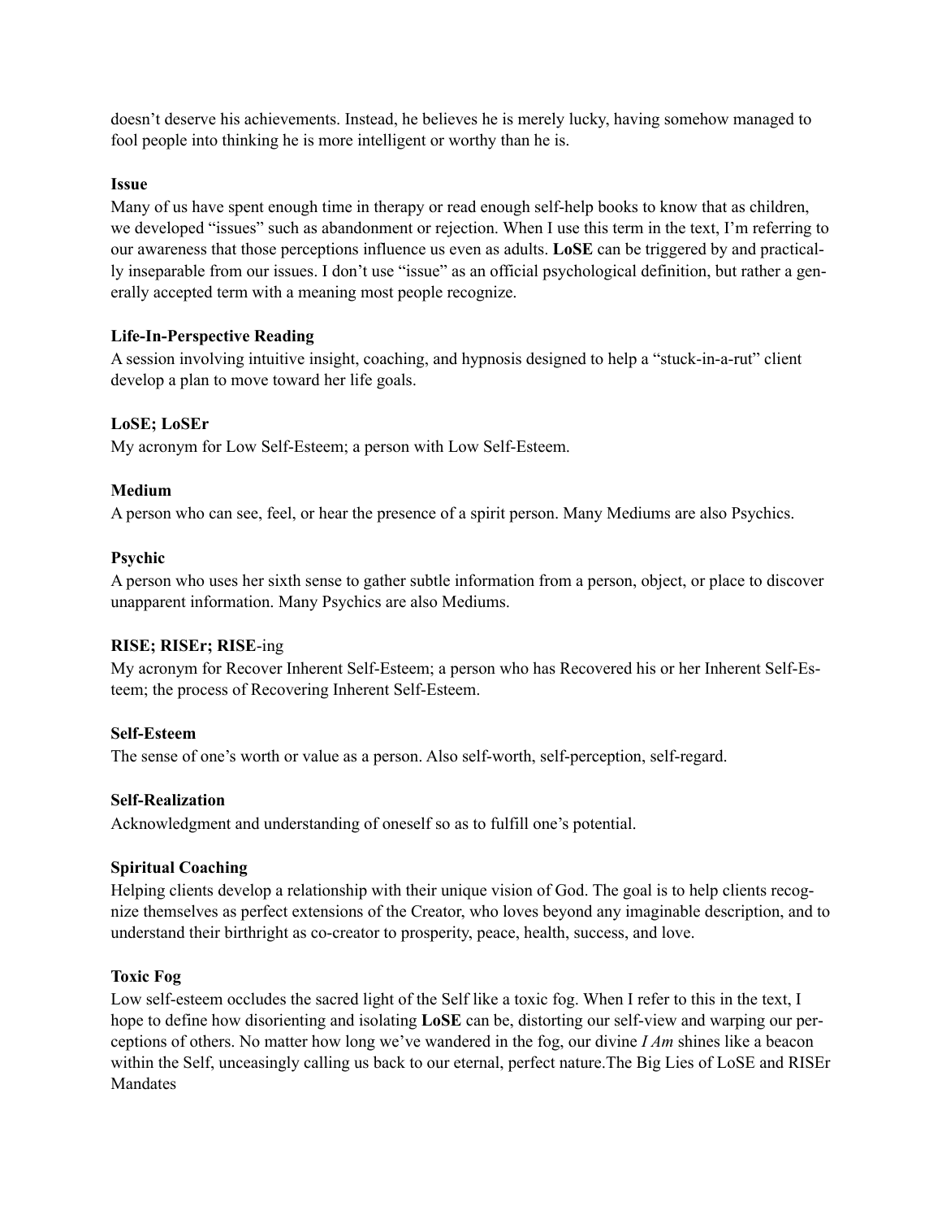doesn't deserve his achievements. Instead, he believes he is merely lucky, having somehow managed to fool people into thinking he is more intelligent or worthy than he is.

**Issue**

Many of us have spent enough time in therapy or read enough self-help books to know that as children, we developed "issues" such as abandonment or rejection. When I use this term in the text, I'm referring to our awareness that those perceptions influence us even as adults. **LoSE** can be triggered by and practically inseparable from our issues. I don't use "issue" as an official psychological definition, but rather a generally accepted term with a meaning most people recognize.

**Life-In-Perspective Reading**

A session involving intuitive insight, coaching, and hypnosis designed to help a "stuck-in-a-rut" client develop a plan to move toward her life goals.

**LoSE; LoSEr**

My acronym for Low Self-Esteem; a person with Low Self-Esteem.

**Medium**

A person who can see, feel, or hear the presence of a spirit person. Many Mediums are also Psychics.

**Psychic**

A person who uses her sixth sense to gather subtle information from a person, object, or place to discover unapparent information. Many Psychics are also Mediums.

**RISE; RISEr; RISE**-ing

My acronym for Recover Inherent Self-Esteem; a person who has Recovered his or her Inherent Self-Esteem; the process of Recovering Inherent Self-Esteem.

**Self-Esteem**

The sense of one's worth or value as a person. Also self-worth, self-perception, self-regard.

**Self-Realization**

Acknowledgment and understanding of oneself so as to fulfill one's potential.

**Spiritual Coaching**

Helping clients develop a relationship with their unique vision of God. The goal is to help clients recognize themselves as perfect extensions of the Creator, who loves beyond any imaginable description, and to understand their birthright as co-creator to prosperity, peace, health, success, and love.

**Toxic Fog**

Low self-esteem occludes the sacred light of the Self like a toxic fog. When I refer to this in the text, I hope to define how disorienting and isolating **LoSE** can be, distorting our self-view and warping our perceptions of others. No matter how long we've wandered in the fog, our divine *I Am* shines like a beacon within the Self, unceasingly calling us back to our eternal, perfect nature.The Big Lies of LoSE and RISEr Mandates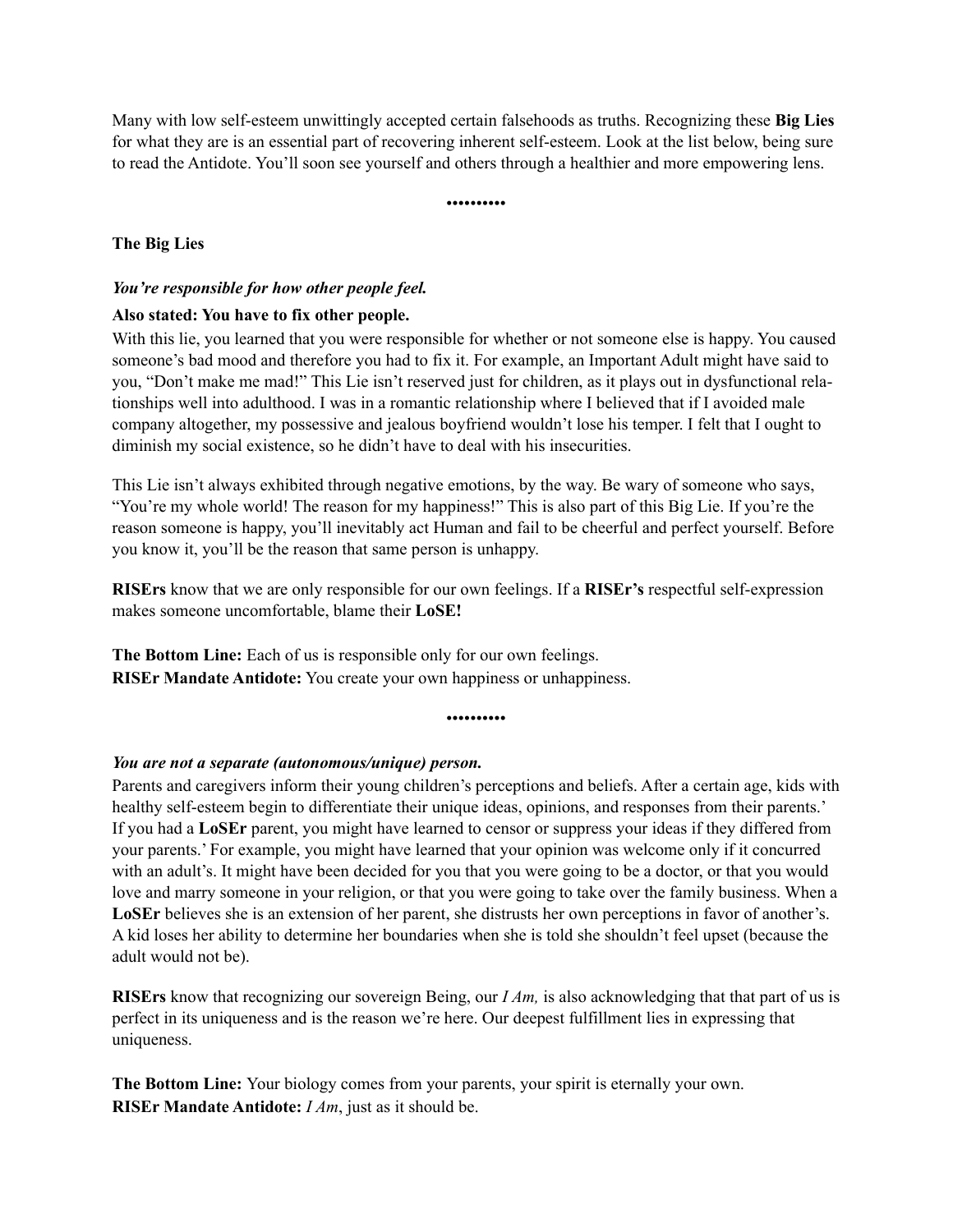Many with low self-esteem unwittingly accepted certain falsehoods as truths. Recognizing these **Big Lies** for what they are is an essential part of recovering inherent self-esteem. Look at the list below, being sure to read the Antidote. You'll soon see yourself and others through a healthier and more empowering lens.

•••••••••

**The Big Lies**

***You're responsible for how other people feel.***

**Also stated: You have to fix other people.**

With this lie, you learned that you were responsible for whether or not someone else is happy. You caused someone's bad mood and therefore you had to fix it. For example, an Important Adult might have said to you, "Don't make me mad!" This Lie isn't reserved just for children, as it plays out in dysfunctional relationships well into adulthood. I was in a romantic relationship where I believed that if I avoided male company altogether, my possessive and jealous boyfriend wouldn't lose his temper. I felt that I ought to diminish my social existence, so he didn't have to deal with his insecurities.

This Lie isn't always exhibited through negative emotions, by the way. Be wary of someone who says, "You're my whole world! The reason for my happiness!" This is also part of this Big Lie. If you're the reason someone is happy, you'll inevitably act Human and fail to be cheerful and perfect yourself. Before you know it, you'll be the reason that same person is unhappy.

**RISErs** know that we are only responsible for our own feelings. If a **RISEr's** respectful self-expression makes someone uncomfortable, blame their **LoSE!**

**The Bottom Line:** Each of us is responsible only for our own feelings.
**RISEr Mandate Antidote:** You create your own happiness or unhappiness.

•••••••••

***You are not a separate (autonomous/unique) person.***

Parents and caregivers inform their young children's perceptions and beliefs. After a certain age, kids with healthy self-esteem begin to differentiate their unique ideas, opinions, and responses from their parents.' If you had a **LoSEr** parent, you might have learned to censor or suppress your ideas if they differed from your parents.' For example, you might have learned that your opinion was welcome only if it concurred with an adult's. It might have been decided for you that you were going to be a doctor, or that you would love and marry someone in your religion, or that you were going to take over the family business. When a **LoSEr** believes she is an extension of her parent, she distrusts her own perceptions in favor of another's. A kid loses her ability to determine her boundaries when she is told she shouldn't feel upset (because the adult would not be).

**RISErs** know that recognizing our sovereign Being, our *I Am,* is also acknowledging that that part of us is perfect in its uniqueness and is the reason we're here. Our deepest fulfillment lies in expressing that uniqueness.

**The Bottom Line:** Your biology comes from your parents, your spirit is eternally your own.
**RISEr Mandate Antidote:** *I Am*, just as it should be.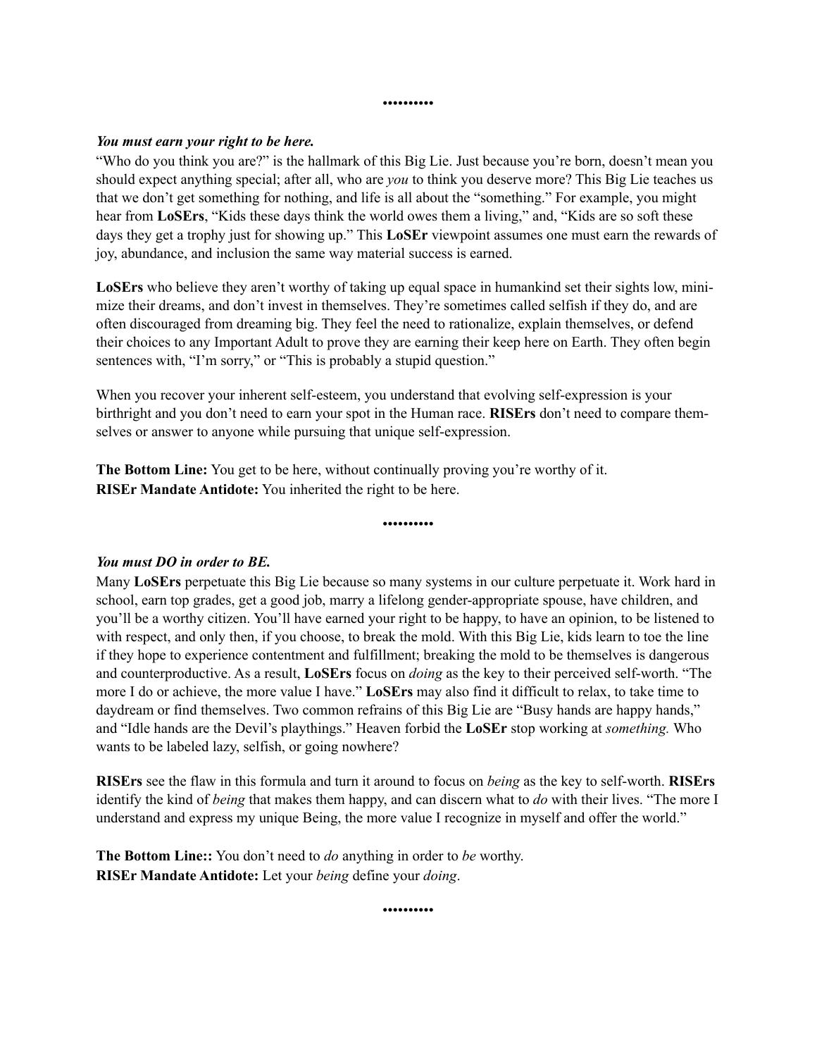•••••••••

***You must earn your right to be here.***

"Who do you think you are?" is the hallmark of this Big Lie. Just because you're born, doesn't mean you should expect anything special; after all, who are *you* to think you deserve more? This Big Lie teaches us that we don't get something for nothing, and life is all about the "something." For example, you might hear from **LoSErs**, "Kids these days think the world owes them a living," and, "Kids are so soft these days they get a trophy just for showing up." This **LoSEr** viewpoint assumes one must earn the rewards of joy, abundance, and inclusion the same way material success is earned.

**LoSErs** who believe they aren't worthy of taking up equal space in humankind set their sights low, minimize their dreams, and don't invest in themselves. They're sometimes called selfish if they do, and are often discouraged from dreaming big. They feel the need to rationalize, explain themselves, or defend their choices to any Important Adult to prove they are earning their keep here on Earth. They often begin sentences with, "I'm sorry," or "This is probably a stupid question."

When you recover your inherent self-esteem, you understand that evolving self-expression is your birthright and you don't need to earn your spot in the Human race. **RISErs** don't need to compare themselves or answer to anyone while pursuing that unique self-expression.

**The Bottom Line:** You get to be here, without continually proving you're worthy of it.
**RISEr Mandate Antidote:** You inherited the right to be here.

•••••••••

***You must DO in order to BE.***

Many **LoSErs** perpetuate this Big Lie because so many systems in our culture perpetuate it. Work hard in school, earn top grades, get a good job, marry a lifelong gender-appropriate spouse, have children, and you'll be a worthy citizen. You'll have earned your right to be happy, to have an opinion, to be listened to with respect, and only then, if you choose, to break the mold. With this Big Lie, kids learn to toe the line if they hope to experience contentment and fulfillment; breaking the mold to be themselves is dangerous and counterproductive. As a result, **LoSErs** focus on *doing* as the key to their perceived self-worth. "The more I do or achieve, the more value I have." **LoSErs** may also find it difficult to relax, to take time to daydream or find themselves. Two common refrains of this Big Lie are "Busy hands are happy hands," and "Idle hands are the Devil's playthings." Heaven forbid the **LoSEr** stop working at *something.* Who wants to be labeled lazy, selfish, or going nowhere?

**RISErs** see the flaw in this formula and turn it around to focus on *being* as the key to self-worth. **RISErs** identify the kind of *being* that makes them happy, and can discern what to *do* with their lives. "The more I understand and express my unique Being, the more value I recognize in myself and offer the world."

**The Bottom Line::** You don't need to *do* anything in order to *be* worthy.
**RISEr Mandate Antidote:** Let your *being* define your *doing*.

•••••••••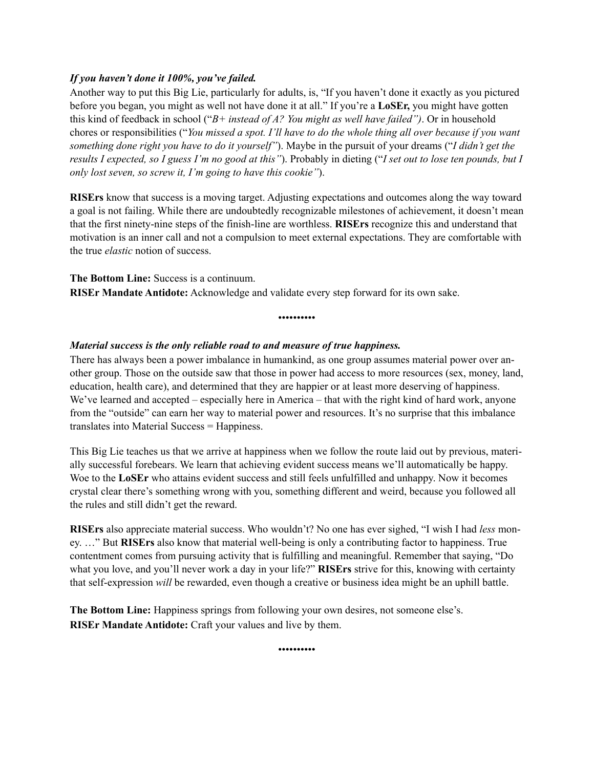***If you haven't done it 100%, you've failed.***

Another way to put this Big Lie, particularly for adults, is, "If you haven't done it exactly as you pictured before you began, you might as well not have done it at all." If you're a **LoSEr,** you might have gotten this kind of feedback in school ("*B+ instead of A? You might as well have failed")*. Or in household chores or responsibilities ("*You missed a spot. I'll have to do the whole thing all over because if you want something done right you have to do it yourself"*). Maybe in the pursuit of your dreams ("*I didn't get the results I expected, so I guess I'm no good at this"*). Probably in dieting ("*I set out to lose ten pounds, but I only lost seven, so screw it, I'm going to have this cookie"*).

**RISErs** know that success is a moving target. Adjusting expectations and outcomes along the way toward a goal is not failing. While there are undoubtedly recognizable milestones of achievement, it doesn't mean that the first ninety-nine steps of the finish-line are worthless. **RISErs** recognize this and understand that motivation is an inner call and not a compulsion to meet external expectations. They are comfortable with the true *elastic* notion of success.

**The Bottom Line:** Success is a continuum.
**RISEr Mandate Antidote:** Acknowledge and validate every step forward for its own sake.

•••••••••

***Material success is the only reliable road to and measure of true happiness.***

There has always been a power imbalance in humankind, as one group assumes material power over another group. Those on the outside saw that those in power had access to more resources (sex, money, land, education, health care), and determined that they are happier or at least more deserving of happiness. We've learned and accepted – especially here in America – that with the right kind of hard work, anyone from the "outside" can earn her way to material power and resources. It's no surprise that this imbalance translates into Material Success = Happiness.

This Big Lie teaches us that we arrive at happiness when we follow the route laid out by previous, materially successful forebears. We learn that achieving evident success means we'll automatically be happy. Woe to the **LoSEr** who attains evident success and still feels unfulfilled and unhappy. Now it becomes crystal clear there's something wrong with you, something different and weird, because you followed all the rules and still didn't get the reward.

**RISErs** also appreciate material success. Who wouldn't? No one has ever sighed, "I wish I had *less* money. …" But **RISErs** also know that material well-being is only a contributing factor to happiness. True contentment comes from pursuing activity that is fulfilling and meaningful. Remember that saying, "Do what you love, and you'll never work a day in your life?" **RISErs** strive for this, knowing with certainty that self-expression *will* be rewarded, even though a creative or business idea might be an uphill battle.

**The Bottom Line:** Happiness springs from following your own desires, not someone else's.
**RISEr Mandate Antidote:** Craft your values and live by them.

•••••••••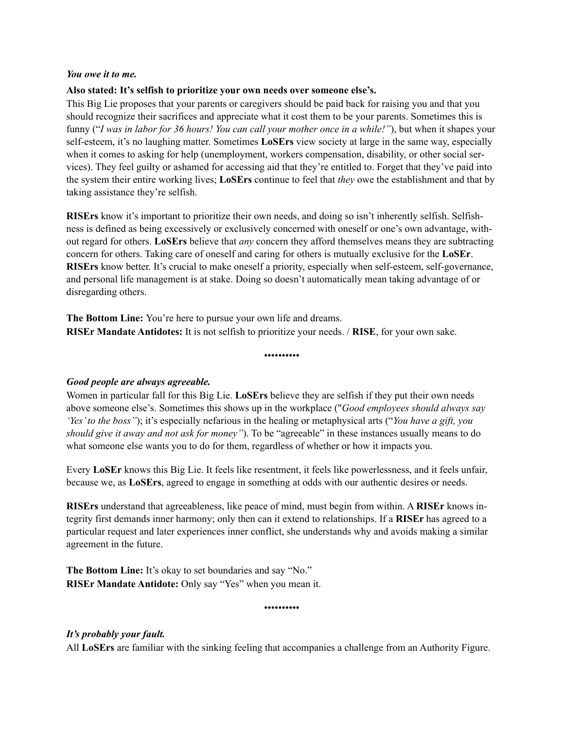***You owe it to me.***

**Also stated: It's selfish to prioritize your own needs over someone else's.**

This Big Lie proposes that your parents or caregivers should be paid back for raising you and that you should recognize their sacrifices and appreciate what it cost them to be your parents. Sometimes this is funny ("*I was in labor for 36 hours! You can call your mother once in a while!"*), but when it shapes your self-esteem, it's no laughing matter. Sometimes **LoSErs** view society at large in the same way, especially when it comes to asking for help (unemployment, workers compensation, disability, or other social services). They feel guilty or ashamed for accessing aid that they're entitled to. Forget that they've paid into the system their entire working lives; **LoSErs** continue to feel that *they* owe the establishment and that by taking assistance they're selfish.

**RISErs** know it's important to prioritize their own needs, and doing so isn't inherently selfish. Selfishness is defined as being excessively or exclusively concerned with oneself or one's own advantage, without regard for others. **LoSErs** believe that *any* concern they afford themselves means they are subtracting concern for others. Taking care of oneself and caring for others is mutually exclusive for the **LoSEr**. **RISErs** know better. It's crucial to make oneself a priority, especially when self-esteem, self-governance, and personal life management is at stake. Doing so doesn't automatically mean taking advantage of or disregarding others.

**The Bottom Line:** You're here to pursue your own life and dreams.
**RISEr Mandate Antidotes:** It is not selfish to prioritize your needs. / **RISE**, for your own sake.

•••••••••

***Good people are always agreeable.***

Women in particular fall for this Big Lie. **LoSErs** believe they are selfish if they put their own needs above someone else's. Sometimes this shows up in the workplace ("*Good employees should always say 'Yes' to the boss"*); it's especially nefarious in the healing or metaphysical arts ("*You have a gift, you should give it away and not ask for money"*). To be "agreeable" in these instances usually means to do what someone else wants you to do for them, regardless of whether or how it impacts you.

Every **LoSEr** knows this Big Lie. It feels like resentment, it feels like powerlessness, and it feels unfair, because we, as **LoSErs**, agreed to engage in something at odds with our authentic desires or needs.

**RISErs** understand that agreeableness, like peace of mind, must begin from within. A **RISEr** knows integrity first demands inner harmony; only then can it extend to relationships. If a **RISEr** has agreed to a particular request and later experiences inner conflict, she understands why and avoids making a similar agreement in the future.

**The Bottom Line:** It's okay to set boundaries and say "No."
**RISEr Mandate Antidote:** Only say "Yes" when you mean it.

•••••••••

***It's probably your fault.***

All **LoSErs** are familiar with the sinking feeling that accompanies a challenge from an Authority Figure.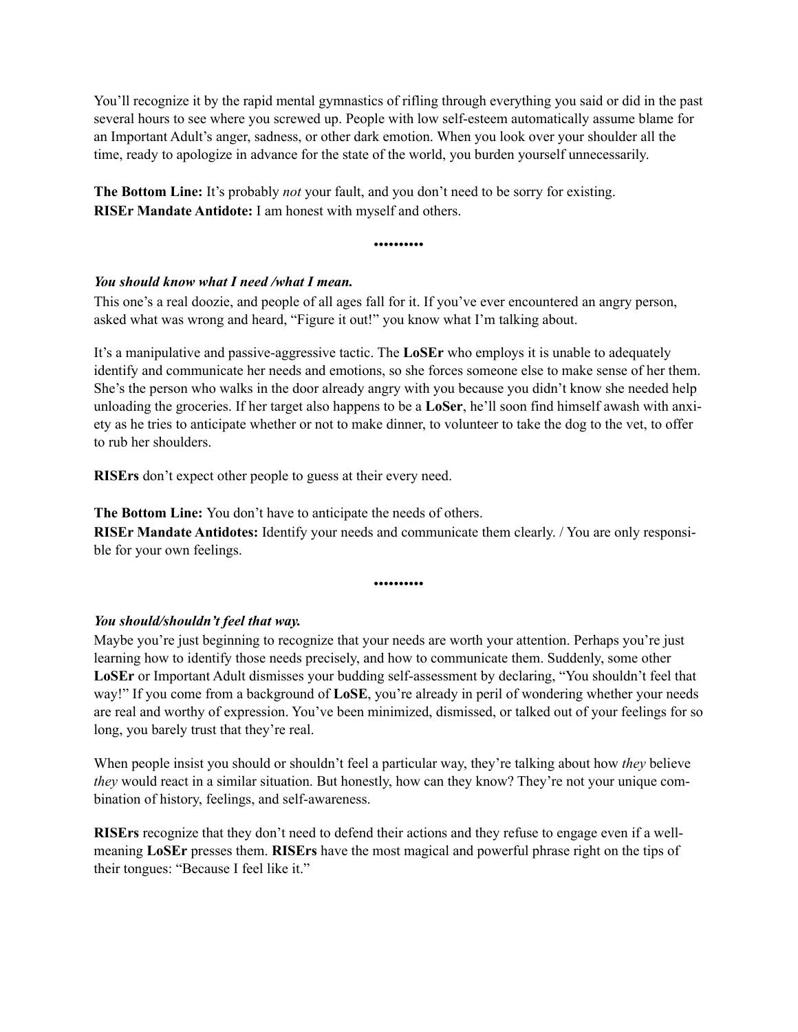You'll recognize it by the rapid mental gymnastics of rifling through everything you said or did in the past several hours to see where you screwed up. People with low self-esteem automatically assume blame for an Important Adult's anger, sadness, or other dark emotion. When you look over your shoulder all the time, ready to apologize in advance for the state of the world, you burden yourself unnecessarily.

**The Bottom Line:** It's probably *not* your fault, and you don't need to be sorry for existing.
**RISEr Mandate Antidote:** I am honest with myself and others.

•••••••••

***You should know what I need /what I mean.***

This one's a real doozie, and people of all ages fall for it. If you've ever encountered an angry person, asked what was wrong and heard, "Figure it out!" you know what I'm talking about.

It's a manipulative and passive-aggressive tactic. The **LoSEr** who employs it is unable to adequately identify and communicate her needs and emotions, so she forces someone else to make sense of her them. She's the person who walks in the door already angry with you because you didn't know she needed help unloading the groceries. If her target also happens to be a **LoSer**, he'll soon find himself awash with anxiety as he tries to anticipate whether or not to make dinner, to volunteer to take the dog to the vet, to offer to rub her shoulders.

**RISErs** don't expect other people to guess at their every need.

**The Bottom Line:** You don't have to anticipate the needs of others.
**RISEr Mandate Antidotes:** Identify your needs and communicate them clearly. / You are only responsible for your own feelings.

•••••••••

***You should/shouldn't feel that way.***

Maybe you're just beginning to recognize that your needs are worth your attention. Perhaps you're just learning how to identify those needs precisely, and how to communicate them. Suddenly, some other **LoSEr** or Important Adult dismisses your budding self-assessment by declaring, "You shouldn't feel that way!" If you come from a background of **LoSE**, you're already in peril of wondering whether your needs are real and worthy of expression. You've been minimized, dismissed, or talked out of your feelings for so long, you barely trust that they're real.

When people insist you should or shouldn't feel a particular way, they're talking about how *they* believe *they* would react in a similar situation. But honestly, how can they know? They're not your unique combination of history, feelings, and self-awareness.

**RISErs** recognize that they don't need to defend their actions and they refuse to engage even if a well-meaning **LoSEr** presses them. **RISErs** have the most magical and powerful phrase right on the tips of their tongues: "Because I feel like it."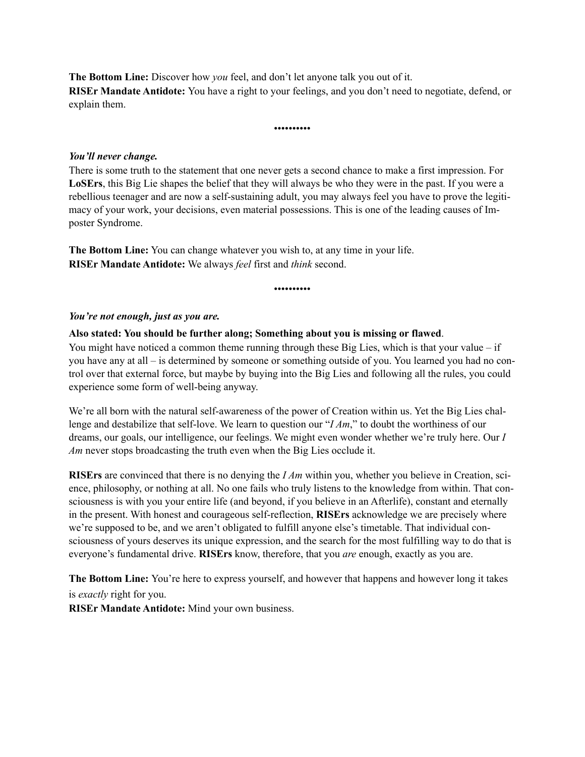**The Bottom Line:** Discover how *you* feel, and don't let anyone talk you out of it.
**RISEr Mandate Antidote:** You have a right to your feelings, and you don't need to negotiate, defend, or explain them.

•••••••••

***You'll never change.***

There is some truth to the statement that one never gets a second chance to make a first impression. For **LoSErs**, this Big Lie shapes the belief that they will always be who they were in the past. If you were a rebellious teenager and are now a self-sustaining adult, you may always feel you have to prove the legitimacy of your work, your decisions, even material possessions. This is one of the leading causes of Imposter Syndrome.

**The Bottom Line:** You can change whatever you wish to, at any time in your life.
**RISEr Mandate Antidote:** We always *feel* first and *think* second.

•••••••••

***You're not enough, just as you are.***

**Also stated: You should be further along; Something about you is missing or flawed**.

You might have noticed a common theme running through these Big Lies, which is that your value – if you have any at all – is determined by someone or something outside of you. You learned you had no control over that external force, but maybe by buying into the Big Lies and following all the rules, you could experience some form of well-being anyway.

We're all born with the natural self-awareness of the power of Creation within us. Yet the Big Lies challenge and destabilize that self-love. We learn to question our "*I Am*," to doubt the worthiness of our dreams, our goals, our intelligence, our feelings. We might even wonder whether we're truly here. Our *I Am* never stops broadcasting the truth even when the Big Lies occlude it.

**RISErs** are convinced that there is no denying the *I Am* within you, whether you believe in Creation, science, philosophy, or nothing at all. No one fails who truly listens to the knowledge from within. That consciousness is with you your entire life (and beyond, if you believe in an Afterlife), constant and eternally in the present. With honest and courageous self-reflection, **RISErs** acknowledge we are precisely where we're supposed to be, and we aren't obligated to fulfill anyone else's timetable. That individual consciousness of yours deserves its unique expression, and the search for the most fulfilling way to do that is everyone's fundamental drive. **RISErs** know, therefore, that you *are* enough, exactly as you are.

**The Bottom Line:** You're here to express yourself, and however that happens and however long it takes is *exactly* right for you.
**RISEr Mandate Antidote:** Mind your own business.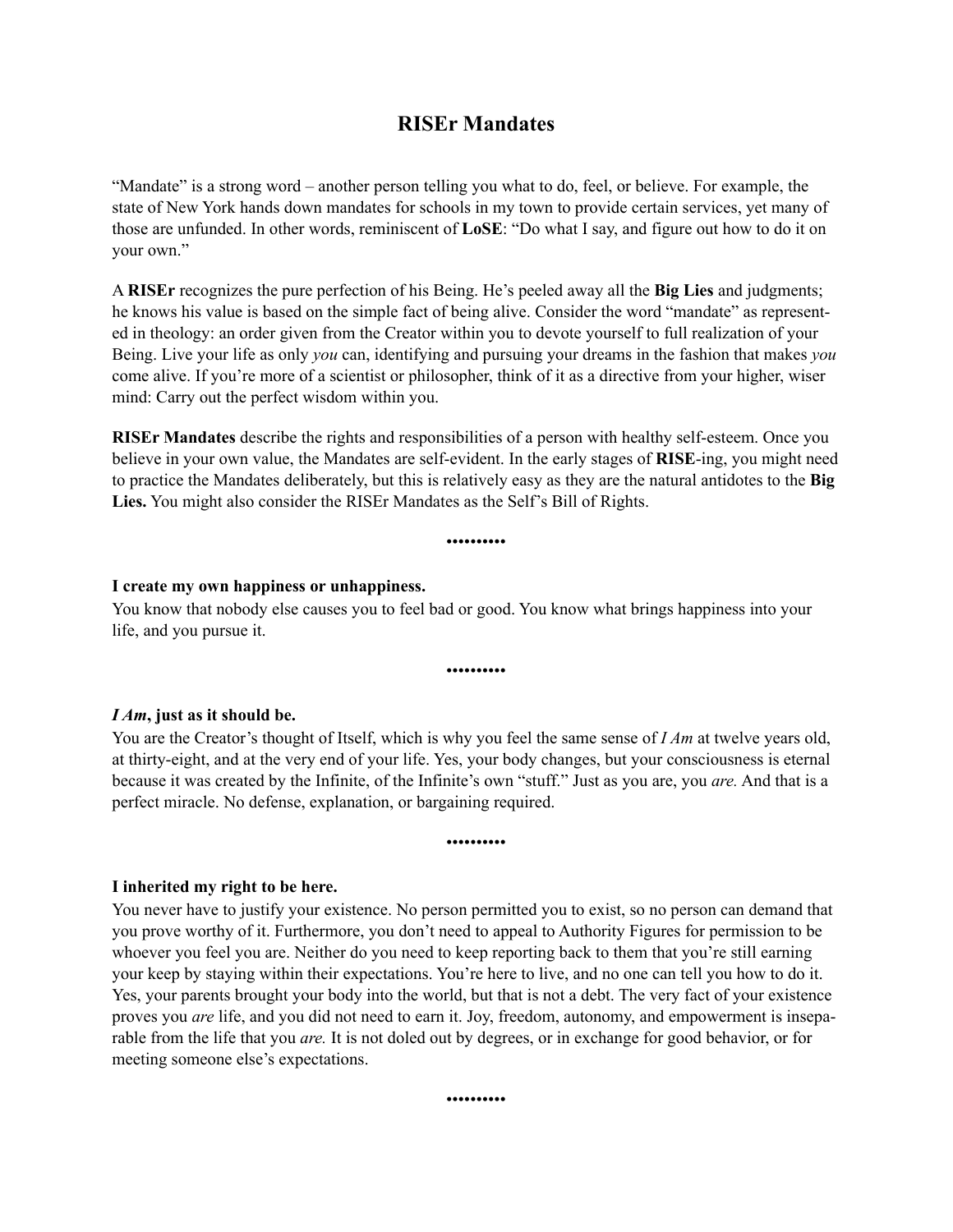# RISEr Mandates

"Mandate" is a strong word – another person telling you what to do, feel, or believe. For example, the state of New York hands down mandates for schools in my town to provide certain services, yet many of those are unfunded. In other words, reminiscent of **LoSE**: "Do what I say, and figure out how to do it on your own."

A **RISEr** recognizes the pure perfection of his Being. He's peeled away all the **Big Lies** and judgments; he knows his value is based on the simple fact of being alive. Consider the word "mandate" as represented in theology: an order given from the Creator within you to devote yourself to full realization of your Being. Live your life as only *you* can, identifying and pursuing your dreams in the fashion that makes *you* come alive. If you're more of a scientist or philosopher, think of it as a directive from your higher, wiser mind: Carry out the perfect wisdom within you.

**RISEr Mandates** describe the rights and responsibilities of a person with healthy self-esteem. Once you believe in your own value, the Mandates are self-evident. In the early stages of **RISE**-ing, you might need to practice the Mandates deliberately, but this is relatively easy as they are the natural antidotes to the **Big Lies.** You might also consider the RISEr Mandates as the Self's Bill of Rights.

•••••••••

**I create my own happiness or unhappiness.**
You know that nobody else causes you to feel bad or good. You know what brings happiness into your life, and you pursue it.

•••••••••

***I Am*, just as it should be.**
You are the Creator's thought of Itself, which is why you feel the same sense of *I Am* at twelve years old, at thirty-eight, and at the very end of your life. Yes, your body changes, but your consciousness is eternal because it was created by the Infinite, of the Infinite's own "stuff." Just as you are, you *are.* And that is a perfect miracle. No defense, explanation, or bargaining required.

•••••••••

**I inherited my right to be here.**
You never have to justify your existence. No person permitted you to exist, so no person can demand that you prove worthy of it. Furthermore, you don't need to appeal to Authority Figures for permission to be whoever you feel you are. Neither do you need to keep reporting back to them that you're still earning your keep by staying within their expectations. You're here to live, and no one can tell you how to do it. Yes, your parents brought your body into the world, but that is not a debt. The very fact of your existence proves you *are* life, and you did not need to earn it. Joy, freedom, autonomy, and empowerment is inseparable from the life that you *are.* It is not doled out by degrees, or in exchange for good behavior, or for meeting someone else's expectations.

•••••••••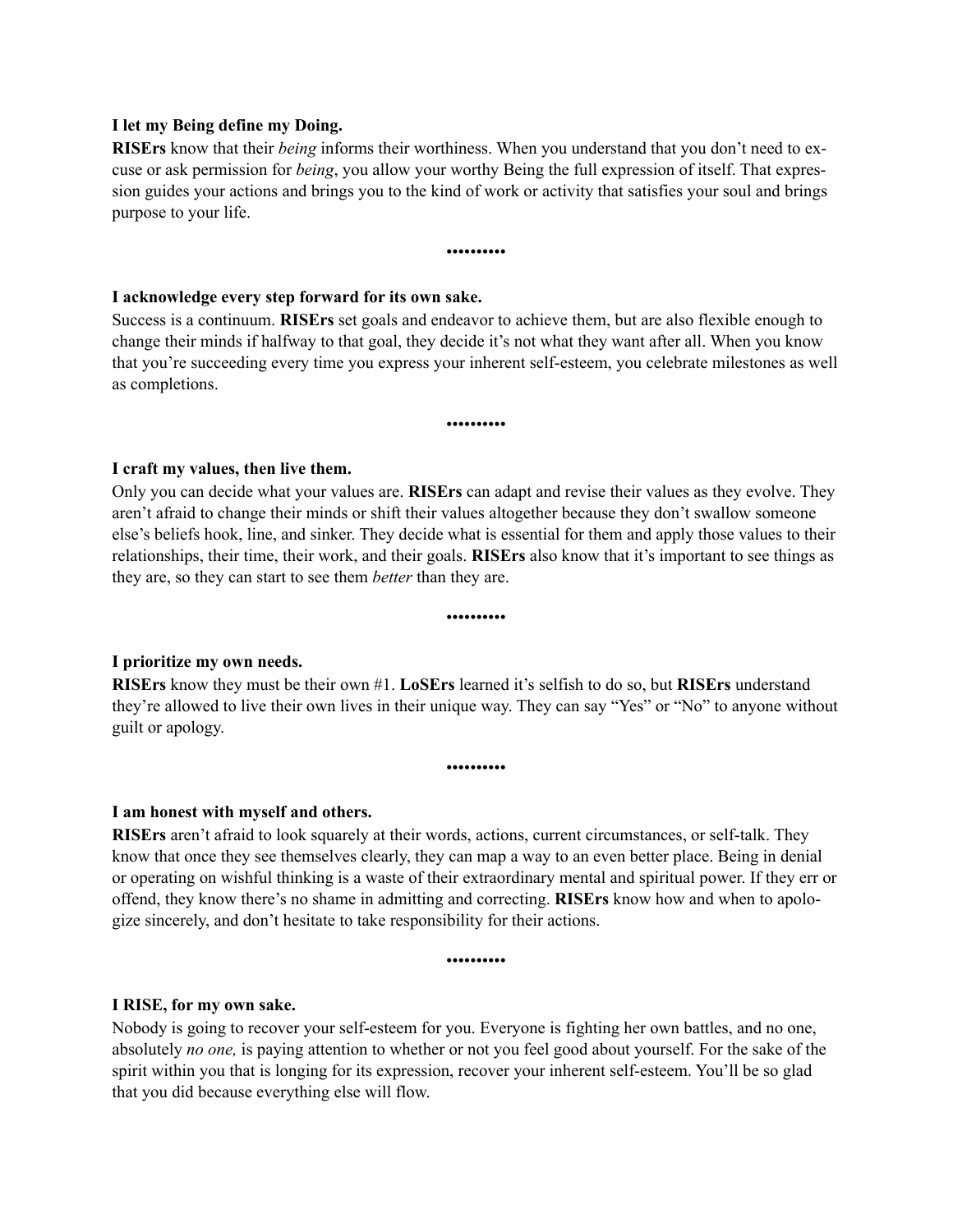**I let my Being define my Doing.**

**RISErs** know that their *being* informs their worthiness. When you understand that you don't need to excuse or ask permission for *being*, you allow your worthy Being the full expression of itself. That expression guides your actions and brings you to the kind of work or activity that satisfies your soul and brings purpose to your life.

•••••••••

**I acknowledge every step forward for its own sake.**

Success is a continuum. **RISErs** set goals and endeavor to achieve them, but are also flexible enough to change their minds if halfway to that goal, they decide it's not what they want after all. When you know that you're succeeding every time you express your inherent self-esteem, you celebrate milestones as well as completions.

•••••••••

**I craft my values, then live them.**

Only you can decide what your values are. **RISErs** can adapt and revise their values as they evolve. They aren't afraid to change their minds or shift their values altogether because they don't swallow someone else's beliefs hook, line, and sinker. They decide what is essential for them and apply those values to their relationships, their time, their work, and their goals. **RISErs** also know that it's important to see things as they are, so they can start to see them *better* than they are.

•••••••••

**I prioritize my own needs.**

**RISErs** know they must be their own #1. **LoSErs** learned it's selfish to do so, but **RISErs** understand they're allowed to live their own lives in their unique way. They can say "Yes" or "No" to anyone without guilt or apology.

•••••••••

**I am honest with myself and others.**

**RISErs** aren't afraid to look squarely at their words, actions, current circumstances, or self-talk. They know that once they see themselves clearly, they can map a way to an even better place. Being in denial or operating on wishful thinking is a waste of their extraordinary mental and spiritual power. If they err or offend, they know there's no shame in admitting and correcting. **RISErs** know how and when to apologize sincerely, and don't hesitate to take responsibility for their actions.

•••••••••

**I RISE, for my own sake.**

Nobody is going to recover your self-esteem for you. Everyone is fighting her own battles, and no one, absolutely *no one,* is paying attention to whether or not you feel good about yourself. For the sake of the spirit within you that is longing for its expression, recover your inherent self-esteem. You'll be so glad that you did because everything else will flow.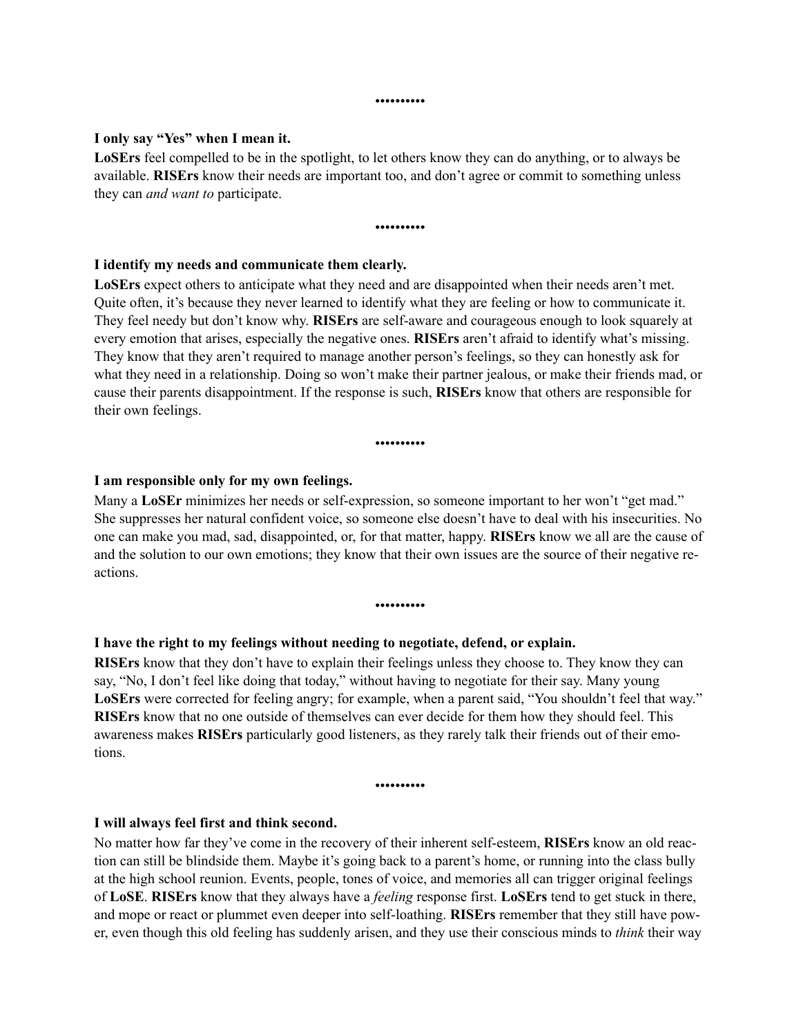•••••••••

**I only say "Yes" when I mean it.**

**LoSErs** feel compelled to be in the spotlight, to let others know they can do anything, or to always be available. **RISErs** know their needs are important too, and don't agree or commit to something unless they can *and want to* participate.

•••••••••

**I identify my needs and communicate them clearly.**

**LoSErs** expect others to anticipate what they need and are disappointed when their needs aren't met. Quite often, it's because they never learned to identify what they are feeling or how to communicate it. They feel needy but don't know why. **RISErs** are self-aware and courageous enough to look squarely at every emotion that arises, especially the negative ones. **RISErs** aren't afraid to identify what's missing. They know that they aren't required to manage another person's feelings, so they can honestly ask for what they need in a relationship. Doing so won't make their partner jealous, or make their friends mad, or cause their parents disappointment. If the response is such, **RISErs** know that others are responsible for their own feelings.

•••••••••

**I am responsible only for my own feelings.**

Many a **LoSEr** minimizes her needs or self-expression, so someone important to her won't "get mad." She suppresses her natural confident voice, so someone else doesn't have to deal with his insecurities. No one can make you mad, sad, disappointed, or, for that matter, happy. **RISErs** know we all are the cause of and the solution to our own emotions; they know that their own issues are the source of their negative reactions.

•••••••••

**I have the right to my feelings without needing to negotiate, defend, or explain.**

**RISErs** know that they don't have to explain their feelings unless they choose to. They know they can say, "No, I don't feel like doing that today," without having to negotiate for their say. Many young **LoSErs** were corrected for feeling angry; for example, when a parent said, "You shouldn't feel that way." **RISErs** know that no one outside of themselves can ever decide for them how they should feel. This awareness makes **RISErs** particularly good listeners, as they rarely talk their friends out of their emotions.

•••••••••

**I will always feel first and think second.**

No matter how far they've come in the recovery of their inherent self-esteem, **RISErs** know an old reaction can still be blindside them. Maybe it's going back to a parent's home, or running into the class bully at the high school reunion. Events, people, tones of voice, and memories all can trigger original feelings of **LoSE**. **RISErs** know that they always have a *feeling* response first. **LoSErs** tend to get stuck in there, and mope or react or plummet even deeper into self-loathing. **RISErs** remember that they still have power, even though this old feeling has suddenly arisen, and they use their conscious minds to *think* their way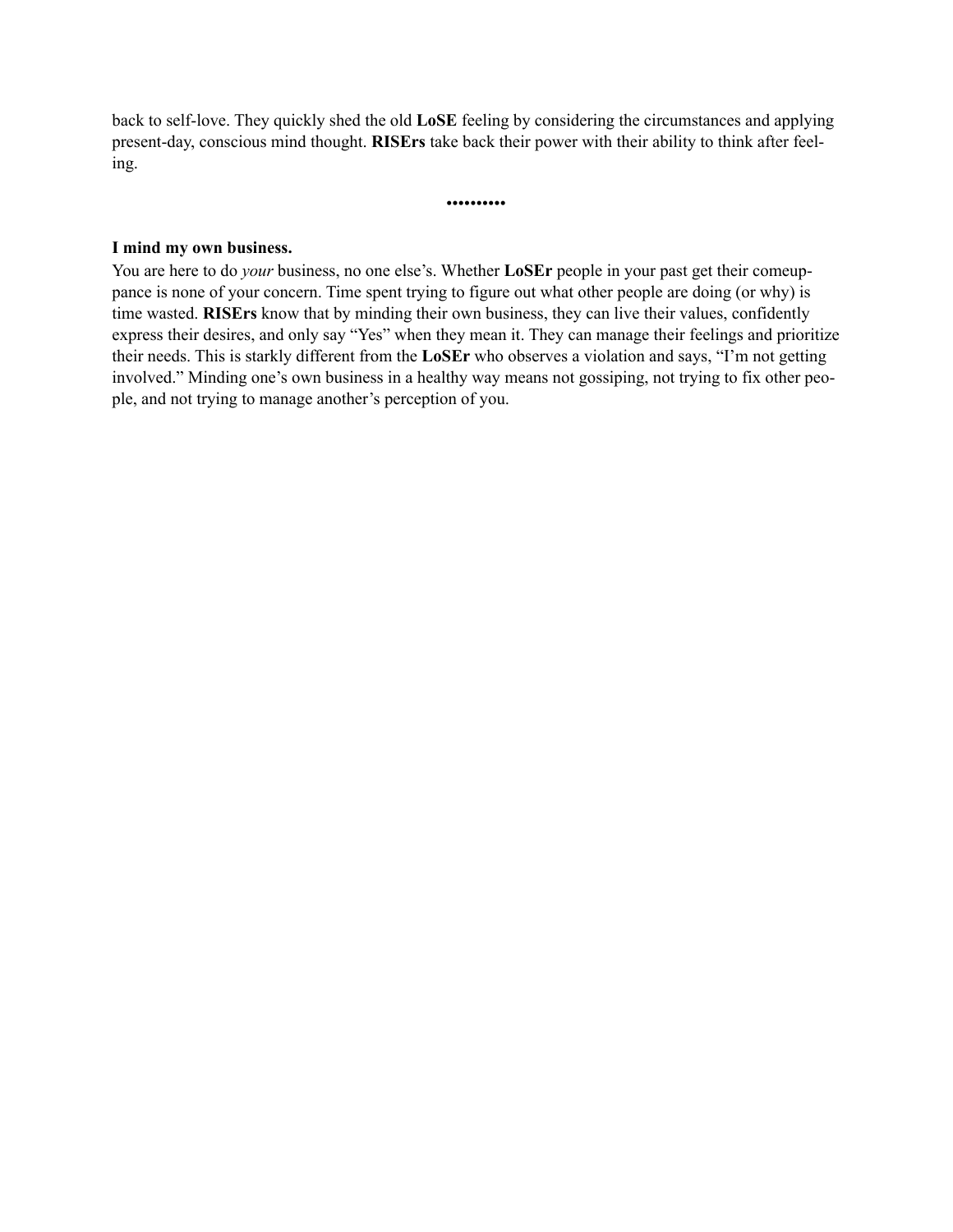back to self-love. They quickly shed the old **LoSE** feeling by considering the circumstances and applying present-day, conscious mind thought. **RISErs** take back their power with their ability to think after feeling.

•••••••••

**I mind my own business.**

You are here to do *your* business, no one else's. Whether **LoSEr** people in your past get their comeuppance is none of your concern. Time spent trying to figure out what other people are doing (or why) is time wasted. **RISErs** know that by minding their own business, they can live their values, confidently express their desires, and only say "Yes" when they mean it. They can manage their feelings and prioritize their needs. This is starkly different from the **LoSEr** who observes a violation and says, "I'm not getting involved." Minding one's own business in a healthy way means not gossiping, not trying to fix other people, and not trying to manage another's perception of you.